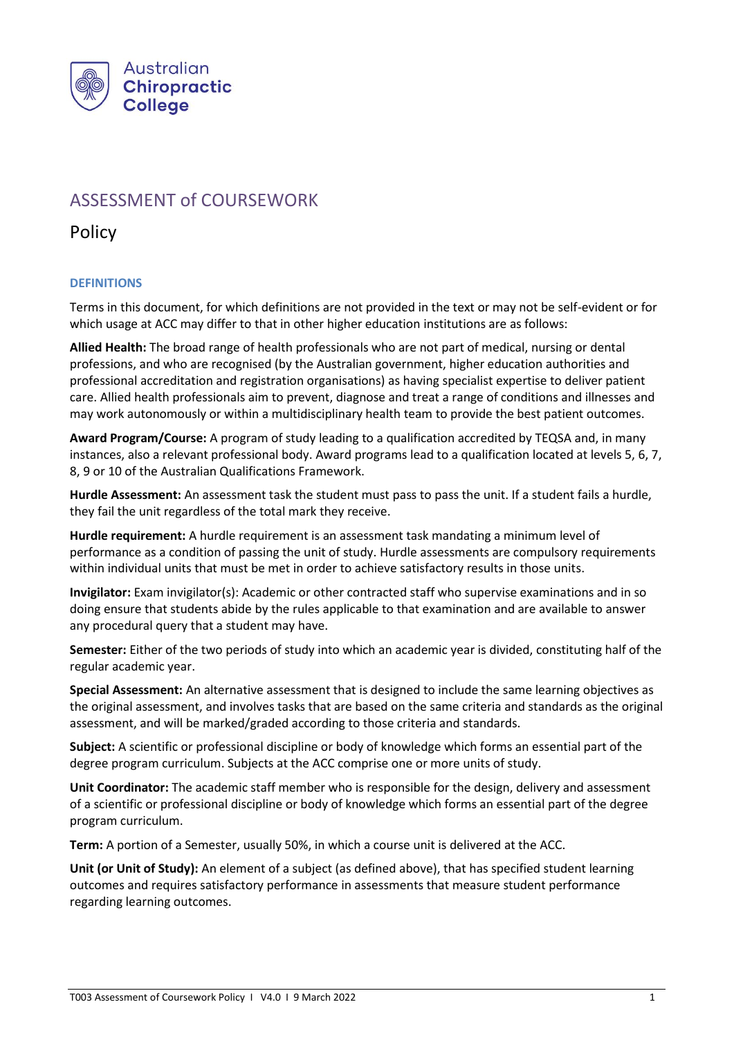Australian **Chiropractic** **College**

# ASSESSMENT of COURSEWORK

## Policy

### DEFINITIONS

Terms in this document, for which definitions are not provided in the text or may not be self-evident or for which usage at ACC may differ to that in other higher education institutions are as follows:

**Allied Health:** The broad range of health professionals who are not part of medical, nursing or dental professions, and who are recognised (by the Australian government, higher education authorities and professional accreditation and registration organisations) as having specialist expertise to deliver patient care. Allied health professionals aim to prevent, diagnose and treat a range of conditions and illnesses and may work autonomously or within a multidisciplinary health team to provide the best patient outcomes.

**Award Program/Course:** A program of study leading to a qualification accredited by TEQSA and, in many instances, also a relevant professional body. Award programs lead to a qualification located at levels 5, 6, 7, 8, 9 or 10 of the Australian Qualifications Framework.

**Hurdle Assessment:** An assessment task the student must pass to pass the unit. If a student fails a hurdle, they fail the unit regardless of the total mark they receive.

**Hurdle requirement:** A hurdle requirement is an assessment task mandating a minimum level of performance as a condition of passing the unit of study. Hurdle assessments are compulsory requirements within individual units that must be met in order to achieve satisfactory results in those units.

**Invigilator:** Exam invigilator(s): Academic or other contracted staff who supervise examinations and in so doing ensure that students abide by the rules applicable to that examination and are available to answer any procedural query that a student may have.

**Semester:** Either of the two periods of study into which an academic year is divided, constituting half of the regular academic year.

**Special Assessment:** An alternative assessment that is designed to include the same learning objectives as the original assessment, and involves tasks that are based on the same criteria and standards as the original assessment, and will be marked/graded according to those criteria and standards.

**Subject:** A scientific or professional discipline or body of knowledge which forms an essential part of the degree program curriculum. Subjects at the ACC comprise one or more units of study.

**Unit Coordinator:** The academic staff member who is responsible for the design, delivery and assessment of a scientific or professional discipline or body of knowledge which forms an essential part of the degree program curriculum.

**Term:** A portion of a Semester, usually 50%, in which a course unit is delivered at the ACC.

**Unit (or Unit of Study):** An element of a subject (as defined above), that has specified student learning outcomes and requires satisfactory performance in assessments that measure student performance regarding learning outcomes.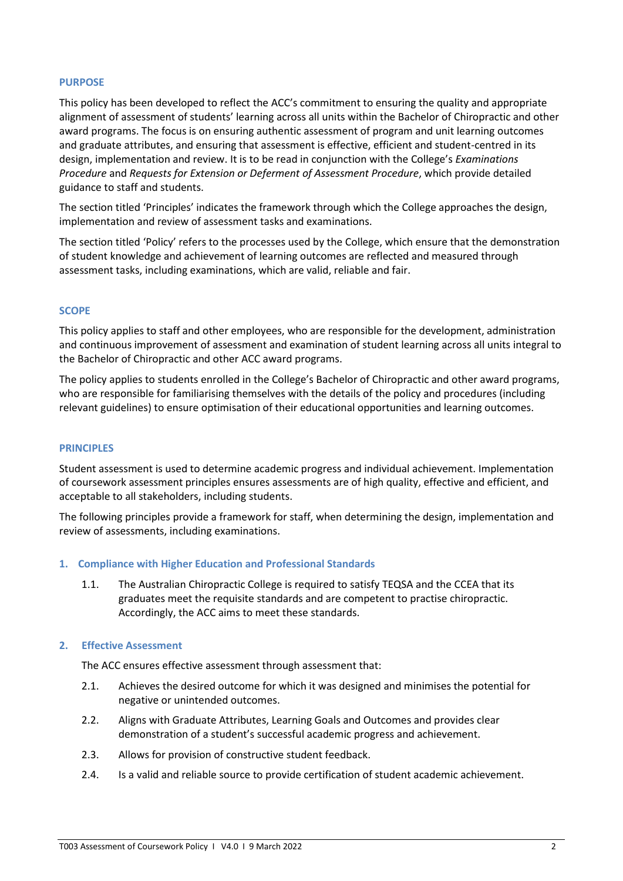## PURPOSE

This policy has been developed to reflect the ACC's commitment to ensuring the quality and appropriate alignment of assessment of students' learning across all units within the Bachelor of Chiropractic and other award programs. The focus is on ensuring authentic assessment of program and unit learning outcomes and graduate attributes, and ensuring that assessment is effective, efficient and student-centred in its design, implementation and review. It is to be read in conjunction with the College's *Examinations Procedure* and *Requests for Extension or Deferment of Assessment Procedure*, which provide detailed guidance to staff and students.

The section titled 'Principles' indicates the framework through which the College approaches the design, implementation and review of assessment tasks and examinations.

The section titled 'Policy' refers to the processes used by the College, which ensure that the demonstration of student knowledge and achievement of learning outcomes are reflected and measured through assessment tasks, including examinations, which are valid, reliable and fair.

## SCOPE

This policy applies to staff and other employees, who are responsible for the development, administration and continuous improvement of assessment and examination of student learning across all units integral to the Bachelor of Chiropractic and other ACC award programs.

The policy applies to students enrolled in the College's Bachelor of Chiropractic and other award programs, who are responsible for familiarising themselves with the details of the policy and procedures (including relevant guidelines) to ensure optimisation of their educational opportunities and learning outcomes.

## PRINCIPLES

Student assessment is used to determine academic progress and individual achievement. Implementation of coursework assessment principles ensures assessments are of high quality, effective and efficient, and acceptable to all stakeholders, including students.

The following principles provide a framework for staff, when determining the design, implementation and review of assessments, including examinations.

### 1. Compliance with Higher Education and Professional Standards

1.1. The Australian Chiropractic College is required to satisfy TEQSA and the CCEA that its graduates meet the requisite standards and are competent to practise chiropractic. Accordingly, the ACC aims to meet these standards.

### 2. Effective Assessment

The ACC ensures effective assessment through assessment that:

2.1. Achieves the desired outcome for which it was designed and minimises the potential for negative or unintended outcomes.

2.2. Aligns with Graduate Attributes, Learning Goals and Outcomes and provides clear demonstration of a student's successful academic progress and achievement.

2.3. Allows for provision of constructive student feedback.

2.4. Is a valid and reliable source to provide certification of student academic achievement.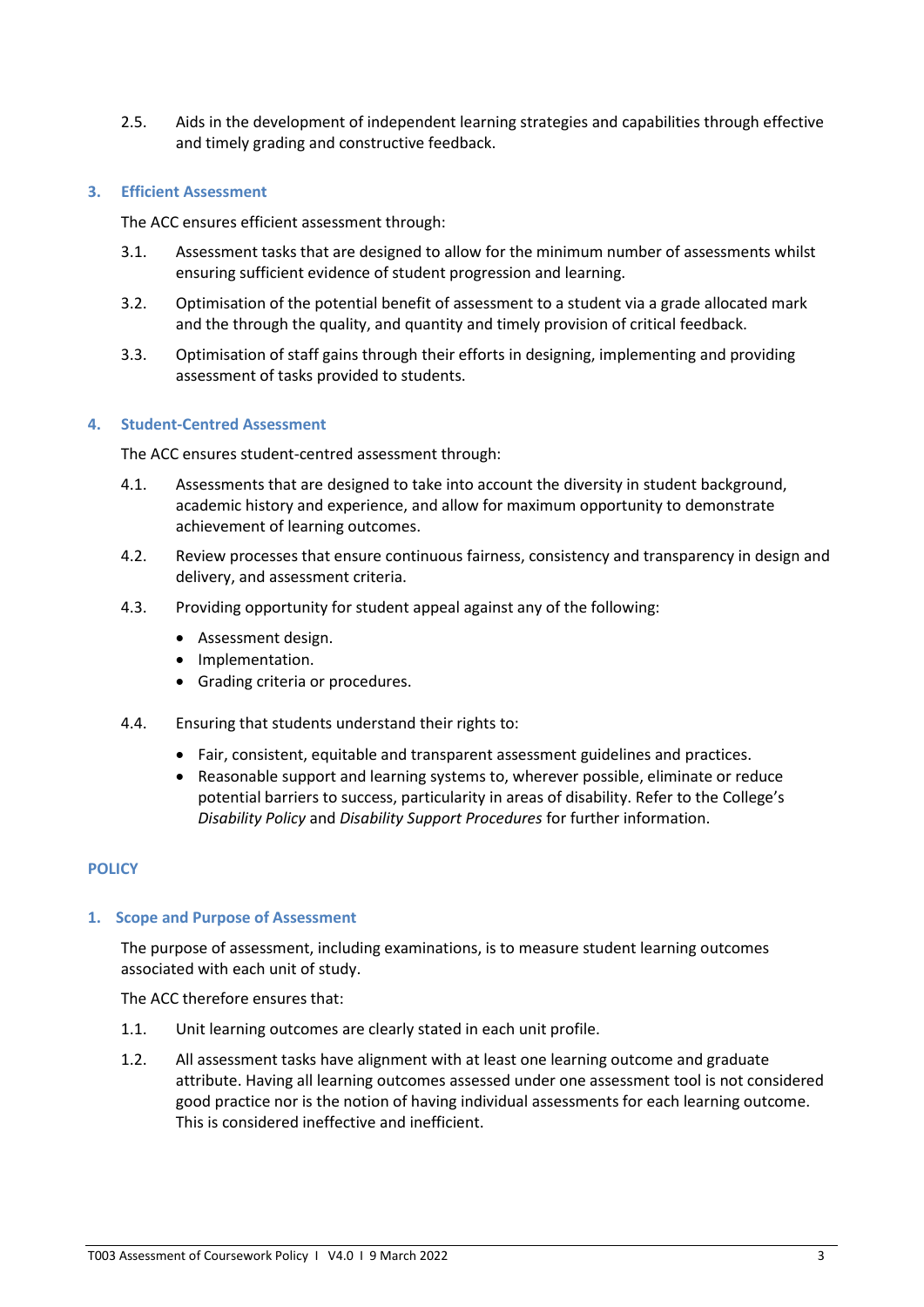2.5. Aids in the development of independent learning strategies and capabilities through effective and timely grading and constructive feedback.

### 3. Efficient Assessment

The ACC ensures efficient assessment through:

3.1. Assessment tasks that are designed to allow for the minimum number of assessments whilst ensuring sufficient evidence of student progression and learning.

3.2. Optimisation of the potential benefit of assessment to a student via a grade allocated mark and the through the quality, and quantity and timely provision of critical feedback.

3.3. Optimisation of staff gains through their efforts in designing, implementing and providing assessment of tasks provided to students.

### 4. Student-Centred Assessment

The ACC ensures student-centred assessment through:

4.1. Assessments that are designed to take into account the diversity in student background, academic history and experience, and allow for maximum opportunity to demonstrate achievement of learning outcomes.

4.2. Review processes that ensure continuous fairness, consistency and transparency in design and delivery, and assessment criteria.

4.3. Providing opportunity for student appeal against any of the following:

- Assessment design.
- Implementation.
- Grading criteria or procedures.

4.4. Ensuring that students understand their rights to:

- Fair, consistent, equitable and transparent assessment guidelines and practices.
- Reasonable support and learning systems to, wherever possible, eliminate or reduce potential barriers to success, particularity in areas of disability. Refer to the College's *Disability Policy* and *Disability Support Procedures* for further information.

## POLICY

### 1. Scope and Purpose of Assessment

The purpose of assessment, including examinations, is to measure student learning outcomes associated with each unit of study.

The ACC therefore ensures that:

1.1. Unit learning outcomes are clearly stated in each unit profile.

1.2. All assessment tasks have alignment with at least one learning outcome and graduate attribute. Having all learning outcomes assessed under one assessment tool is not considered good practice nor is the notion of having individual assessments for each learning outcome. This is considered ineffective and inefficient.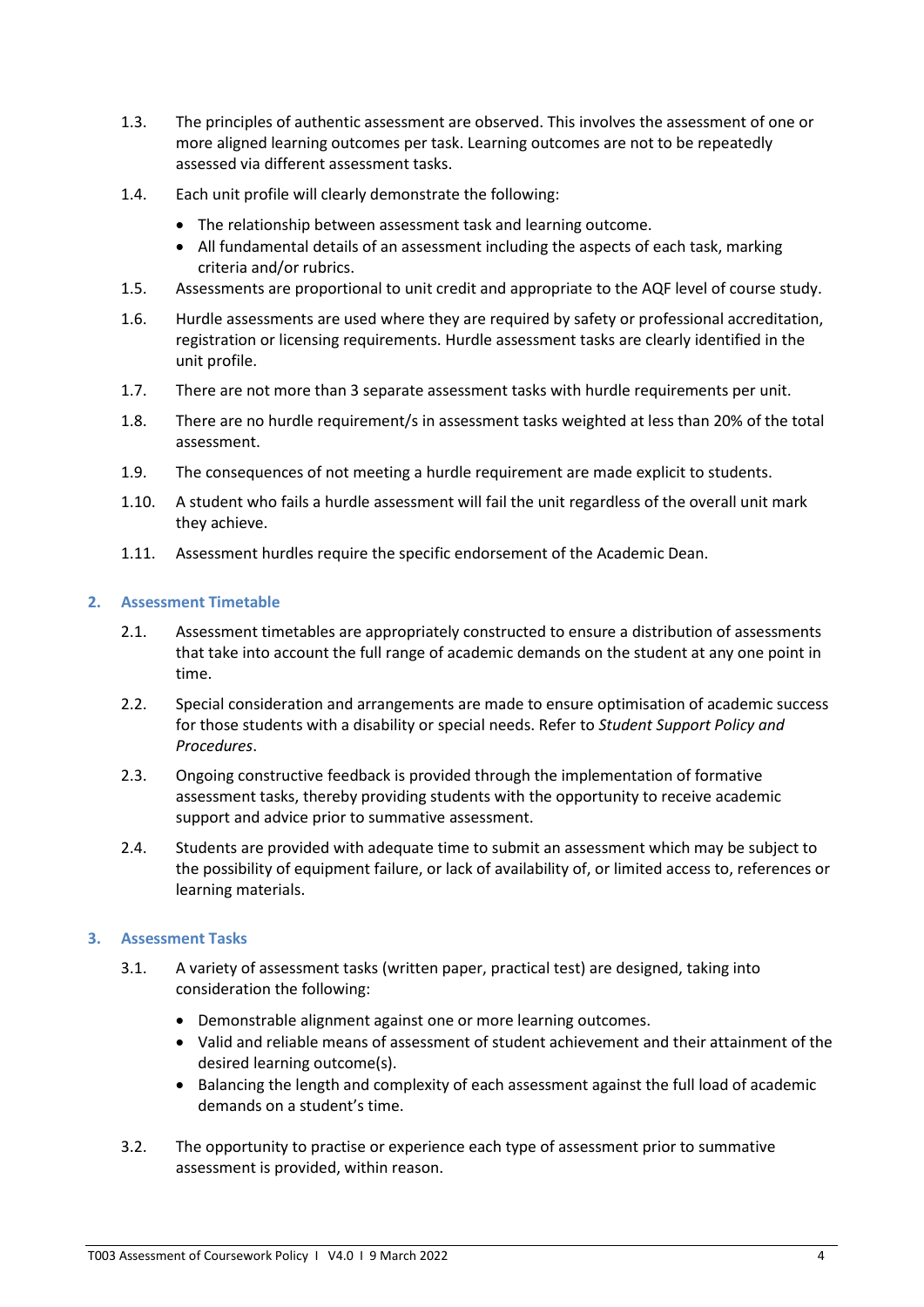1.3. The principles of authentic assessment are observed. This involves the assessment of one or more aligned learning outcomes per task. Learning outcomes are not to be repeatedly assessed via different assessment tasks.

1.4. Each unit profile will clearly demonstrate the following:

- The relationship between assessment task and learning outcome.
- All fundamental details of an assessment including the aspects of each task, marking criteria and/or rubrics.

1.5. Assessments are proportional to unit credit and appropriate to the AQF level of course study.

1.6. Hurdle assessments are used where they are required by safety or professional accreditation, registration or licensing requirements. Hurdle assessment tasks are clearly identified in the unit profile.

1.7. There are not more than 3 separate assessment tasks with hurdle requirements per unit.

1.8. There are no hurdle requirement/s in assessment tasks weighted at less than 20% of the total assessment.

1.9. The consequences of not meeting a hurdle requirement are made explicit to students.

1.10. A student who fails a hurdle assessment will fail the unit regardless of the overall unit mark they achieve.

1.11. Assessment hurdles require the specific endorsement of the Academic Dean.

## 2. Assessment Timetable

2.1. Assessment timetables are appropriately constructed to ensure a distribution of assessments that take into account the full range of academic demands on the student at any one point in time.

2.2. Special consideration and arrangements are made to ensure optimisation of academic success for those students with a disability or special needs. Refer to *Student Support Policy and Procedures*.

2.3. Ongoing constructive feedback is provided through the implementation of formative assessment tasks, thereby providing students with the opportunity to receive academic support and advice prior to summative assessment.

2.4. Students are provided with adequate time to submit an assessment which may be subject to the possibility of equipment failure, or lack of availability of, or limited access to, references or learning materials.

## 3. Assessment Tasks

3.1. A variety of assessment tasks (written paper, practical test) are designed, taking into consideration the following:

- Demonstrable alignment against one or more learning outcomes.
- Valid and reliable means of assessment of student achievement and their attainment of the desired learning outcome(s).
- Balancing the length and complexity of each assessment against the full load of academic demands on a student's time.

3.2. The opportunity to practise or experience each type of assessment prior to summative assessment is provided, within reason.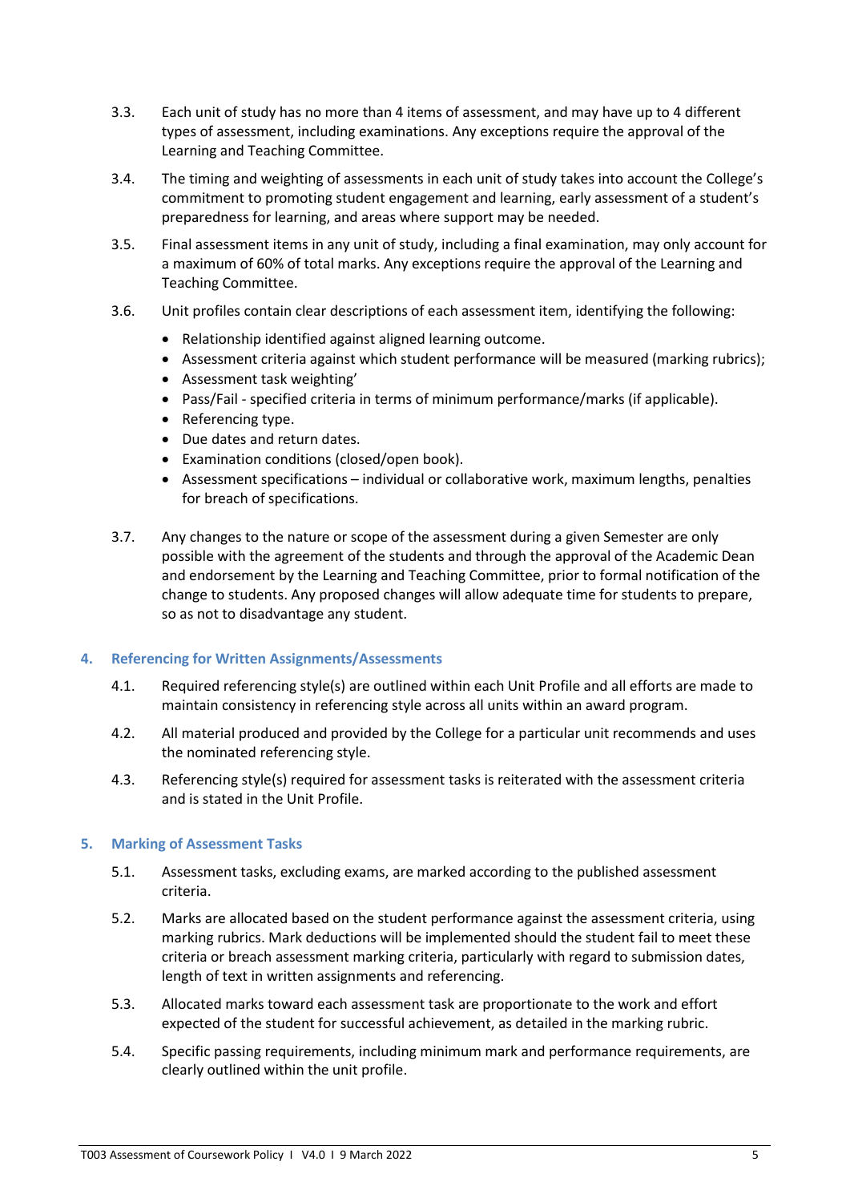3.3. Each unit of study has no more than 4 items of assessment, and may have up to 4 different types of assessment, including examinations. Any exceptions require the approval of the Learning and Teaching Committee.

3.4. The timing and weighting of assessments in each unit of study takes into account the College's commitment to promoting student engagement and learning, early assessment of a student's preparedness for learning, and areas where support may be needed.

3.5. Final assessment items in any unit of study, including a final examination, may only account for a maximum of 60% of total marks. Any exceptions require the approval of the Learning and Teaching Committee.

3.6. Unit profiles contain clear descriptions of each assessment item, identifying the following:

- Relationship identified against aligned learning outcome.
- Assessment criteria against which student performance will be measured (marking rubrics);
- Assessment task weighting'
- Pass/Fail - specified criteria in terms of minimum performance/marks (if applicable).
- Referencing type.
- Due dates and return dates.
- Examination conditions (closed/open book).
- Assessment specifications – individual or collaborative work, maximum lengths, penalties for breach of specifications.

3.7. Any changes to the nature or scope of the assessment during a given Semester are only possible with the agreement of the students and through the approval of the Academic Dean and endorsement by the Learning and Teaching Committee, prior to formal notification of the change to students. Any proposed changes will allow adequate time for students to prepare, so as not to disadvantage any student.

## 4. Referencing for Written Assignments/Assessments

4.1. Required referencing style(s) are outlined within each Unit Profile and all efforts are made to maintain consistency in referencing style across all units within an award program.

4.2. All material produced and provided by the College for a particular unit recommends and uses the nominated referencing style.

4.3. Referencing style(s) required for assessment tasks is reiterated with the assessment criteria and is stated in the Unit Profile.

## 5. Marking of Assessment Tasks

5.1. Assessment tasks, excluding exams, are marked according to the published assessment criteria.

5.2. Marks are allocated based on the student performance against the assessment criteria, using marking rubrics. Mark deductions will be implemented should the student fail to meet these criteria or breach assessment marking criteria, particularly with regard to submission dates, length of text in written assignments and referencing.

5.3. Allocated marks toward each assessment task are proportionate to the work and effort expected of the student for successful achievement, as detailed in the marking rubric.

5.4. Specific passing requirements, including minimum mark and performance requirements, are clearly outlined within the unit profile.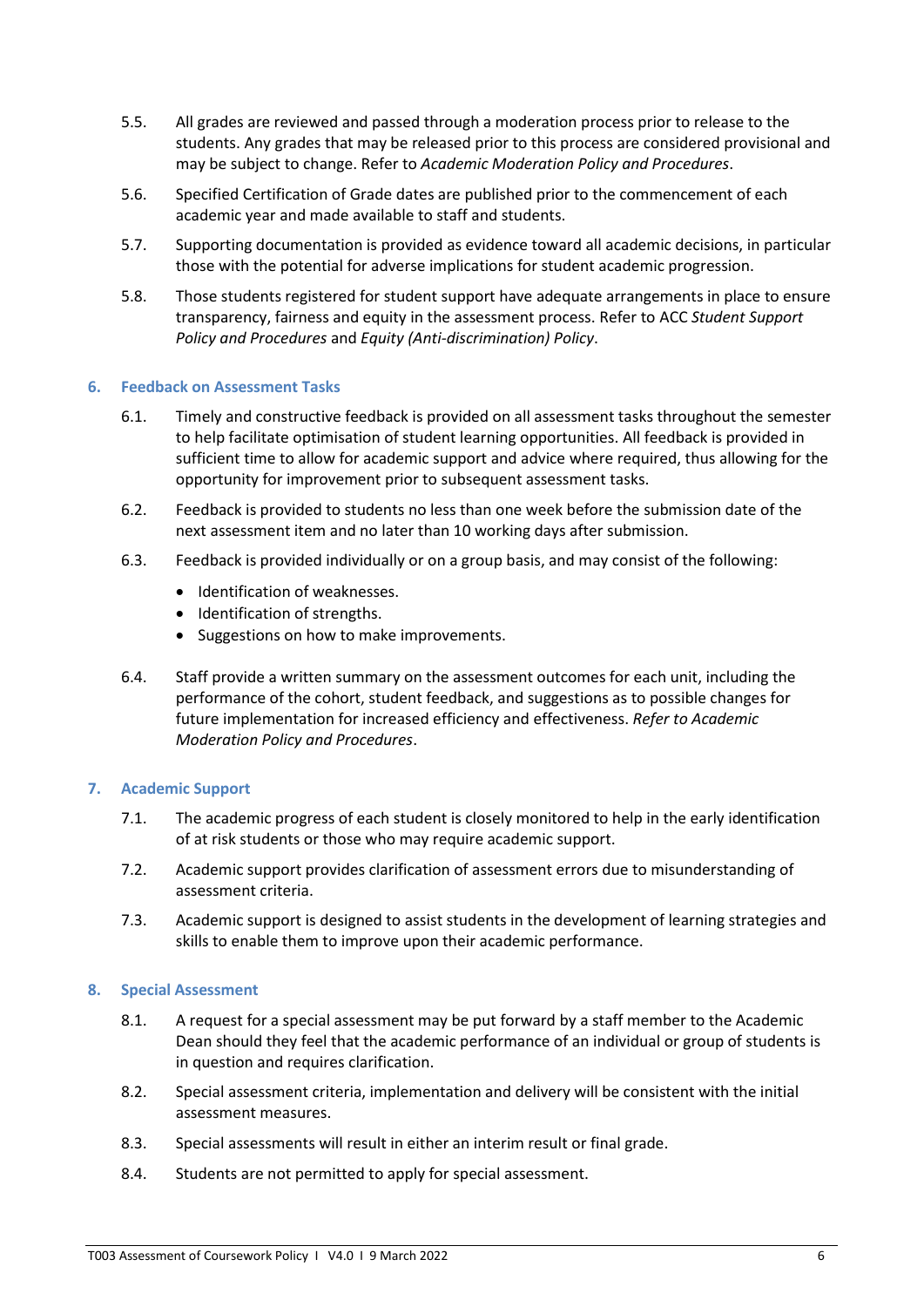5.5. All grades are reviewed and passed through a moderation process prior to release to the students. Any grades that may be released prior to this process are considered provisional and may be subject to change. Refer to *Academic Moderation Policy and Procedures*.

5.6. Specified Certification of Grade dates are published prior to the commencement of each academic year and made available to staff and students.

5.7. Supporting documentation is provided as evidence toward all academic decisions, in particular those with the potential for adverse implications for student academic progression.

5.8. Those students registered for student support have adequate arrangements in place to ensure transparency, fairness and equity in the assessment process. Refer to ACC *Student Support Policy and Procedures* and *Equity (Anti-discrimination) Policy*.

## 6. Feedback on Assessment Tasks

6.1. Timely and constructive feedback is provided on all assessment tasks throughout the semester to help facilitate optimisation of student learning opportunities. All feedback is provided in sufficient time to allow for academic support and advice where required, thus allowing for the opportunity for improvement prior to subsequent assessment tasks.

6.2. Feedback is provided to students no less than one week before the submission date of the next assessment item and no later than 10 working days after submission.

6.3. Feedback is provided individually or on a group basis, and may consist of the following:

- Identification of weaknesses.
- Identification of strengths.
- Suggestions on how to make improvements.

6.4. Staff provide a written summary on the assessment outcomes for each unit, including the performance of the cohort, student feedback, and suggestions as to possible changes for future implementation for increased efficiency and effectiveness. *Refer to Academic Moderation Policy and Procedures*.

## 7. Academic Support

7.1. The academic progress of each student is closely monitored to help in the early identification of at risk students or those who may require academic support.

7.2. Academic support provides clarification of assessment errors due to misunderstanding of assessment criteria.

7.3. Academic support is designed to assist students in the development of learning strategies and skills to enable them to improve upon their academic performance.

## 8. Special Assessment

8.1. A request for a special assessment may be put forward by a staff member to the Academic Dean should they feel that the academic performance of an individual or group of students is in question and requires clarification.

8.2. Special assessment criteria, implementation and delivery will be consistent with the initial assessment measures.

8.3. Special assessments will result in either an interim result or final grade.

8.4. Students are not permitted to apply for special assessment.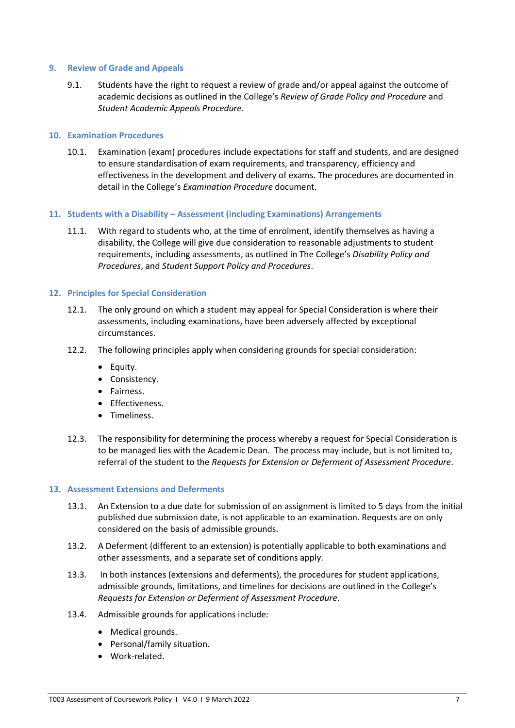## 9. Review of Grade and Appeals

9.1. Students have the right to request a review of grade and/or appeal against the outcome of academic decisions as outlined in the College's *Review of Grade Policy and Procedure* and *Student Academic Appeals Procedure*.

## 10. Examination Procedures

10.1. Examination (exam) procedures include expectations for staff and students, and are designed to ensure standardisation of exam requirements, and transparency, efficiency and effectiveness in the development and delivery of exams. The procedures are documented in detail in the College's *Examination Procedure* document.

## 11. Students with a Disability – Assessment (including Examinations) Arrangements

11.1. With regard to students who, at the time of enrolment, identify themselves as having a disability, the College will give due consideration to reasonable adjustments to student requirements, including assessments, as outlined in The College's *Disability Policy and Procedures*, and *Student Support Policy and Procedures*.

## 12. Principles for Special Consideration

12.1. The only ground on which a student may appeal for Special Consideration is where their assessments, including examinations, have been adversely affected by exceptional circumstances.

12.2. The following principles apply when considering grounds for special consideration:

- Equity.
- Consistency.
- Fairness.
- Effectiveness.
- Timeliness.

12.3. The responsibility for determining the process whereby a request for Special Consideration is to be managed lies with the Academic Dean. The process may include, but is not limited to, referral of the student to the *Requests for Extension or Deferment of Assessment Procedure*.

## 13. Assessment Extensions and Deferments

13.1. An Extension to a due date for submission of an assignment is limited to 5 days from the initial published due submission date, is not applicable to an examination. Requests are on only considered on the basis of admissible grounds.

13.2. A Deferment (different to an extension) is potentially applicable to both examinations and other assessments, and a separate set of conditions apply.

13.3. In both instances (extensions and deferments), the procedures for student applications, admissible grounds, limitations, and timelines for decisions are outlined in the College's *Requests for Extension or Deferment of Assessment Procedure*.

13.4. Admissible grounds for applications include:

- Medical grounds.
- Personal/family situation.
- Work-related.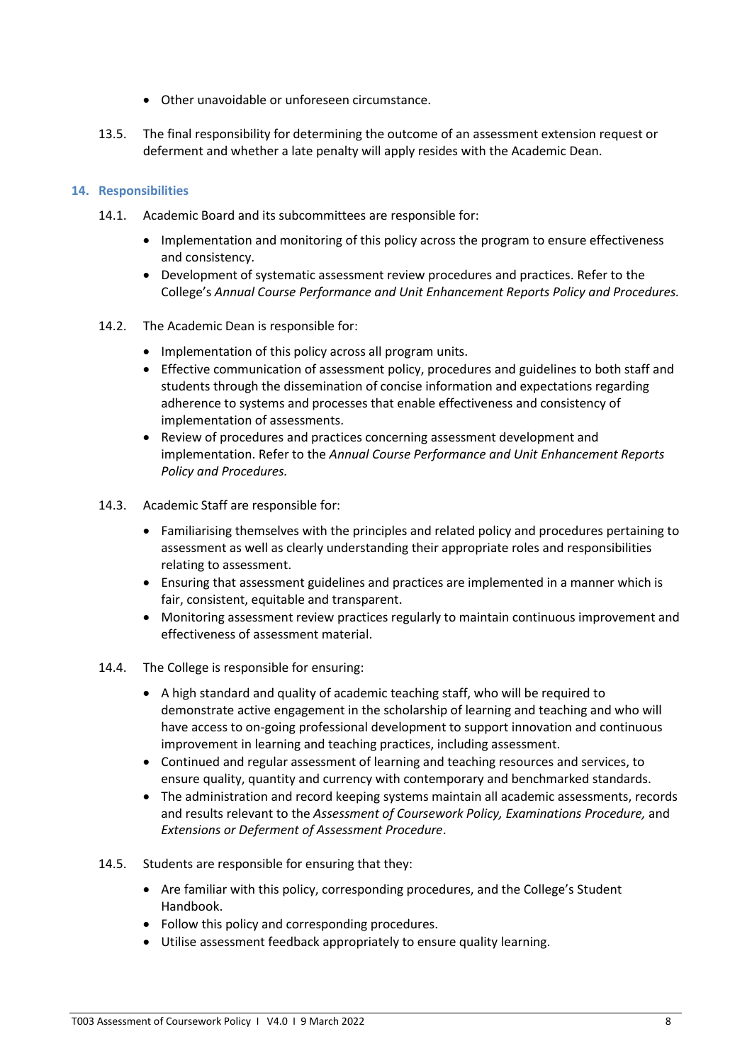- Other unavoidable or unforeseen circumstance.

13.5. The final responsibility for determining the outcome of an assessment extension request or deferment and whether a late penalty will apply resides with the Academic Dean.

## 14. Responsibilities

14.1. Academic Board and its subcommittees are responsible for:

- Implementation and monitoring of this policy across the program to ensure effectiveness and consistency.
- Development of systematic assessment review procedures and practices. Refer to the College's *Annual Course Performance and Unit Enhancement Reports Policy and Procedures.*

14.2. The Academic Dean is responsible for:

- Implementation of this policy across all program units.
- Effective communication of assessment policy, procedures and guidelines to both staff and students through the dissemination of concise information and expectations regarding adherence to systems and processes that enable effectiveness and consistency of implementation of assessments.
- Review of procedures and practices concerning assessment development and implementation. Refer to the *Annual Course Performance and Unit Enhancement Reports Policy and Procedures.*

14.3. Academic Staff are responsible for:

- Familiarising themselves with the principles and related policy and procedures pertaining to assessment as well as clearly understanding their appropriate roles and responsibilities relating to assessment.
- Ensuring that assessment guidelines and practices are implemented in a manner which is fair, consistent, equitable and transparent.
- Monitoring assessment review practices regularly to maintain continuous improvement and effectiveness of assessment material.

14.4. The College is responsible for ensuring:

- A high standard and quality of academic teaching staff, who will be required to demonstrate active engagement in the scholarship of learning and teaching and who will have access to on-going professional development to support innovation and continuous improvement in learning and teaching practices, including assessment.
- Continued and regular assessment of learning and teaching resources and services, to ensure quality, quantity and currency with contemporary and benchmarked standards.
- The administration and record keeping systems maintain all academic assessments, records and results relevant to the *Assessment of Coursework Policy, Examinations Procedure,* and *Extensions or Deferment of Assessment Procedure*.

14.5. Students are responsible for ensuring that they:

- Are familiar with this policy, corresponding procedures, and the College's Student Handbook.
- Follow this policy and corresponding procedures.
- Utilise assessment feedback appropriately to ensure quality learning.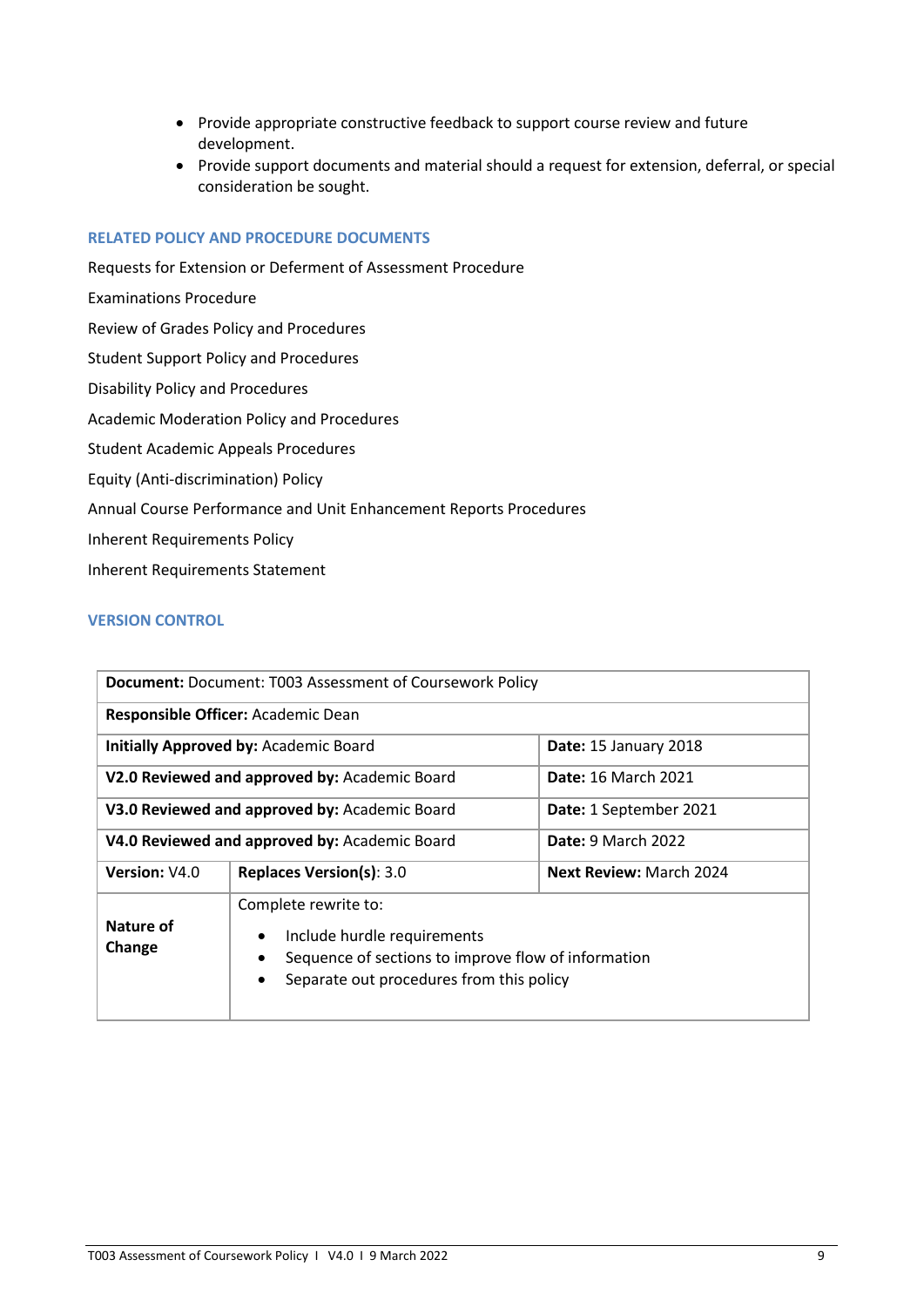- Provide appropriate constructive feedback to support course review and future development.
- Provide support documents and material should a request for extension, deferral, or special consideration be sought.

## RELATED POLICY AND PROCEDURE DOCUMENTS

Requests for Extension or Deferment of Assessment Procedure

Examinations Procedure

Review of Grades Policy and Procedures

Student Support Policy and Procedures

Disability Policy and Procedures

Academic Moderation Policy and Procedures

Student Academic Appeals Procedures

Equity (Anti-discrimination) Policy

Annual Course Performance and Unit Enhancement Reports Procedures

Inherent Requirements Policy

Inherent Requirements Statement

## VERSION CONTROL

| | | |
|---|---|---|
| **Document:** Document: T003 Assessment of Coursework Policy | | |
| **Responsible Officer:** Academic Dean | | |
| **Initially Approved by:** Academic Board | | **Date:** 15 January 2018 |
| **V2.0 Reviewed and approved by:** Academic Board | | **Date:** 16 March 2021 |
| **V3.0 Reviewed and approved by:** Academic Board | | **Date:** 1 September 2021 |
| **V4.0 Reviewed and approved by:** Academic Board | | **Date:** 9 March 2022 |
| **Version:** V4.0 | **Replaces Version(s)**: 3.0 | **Next Review:** March 2024 |
| **Nature of Change** | Complete rewrite to:<br>• Include hurdle requirements<br>• Sequence of sections to improve flow of information<br>• Separate out procedures from this policy | |